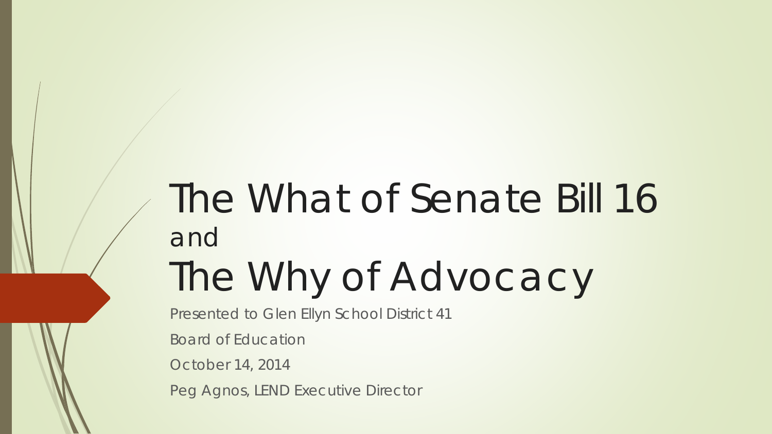# The What of Senate Bill 16 and The Why of Advocacy

Presented to Glen Ellyn School District 41

Board of Education

October 14, 2014

Peg Agnos, LEND Executive Director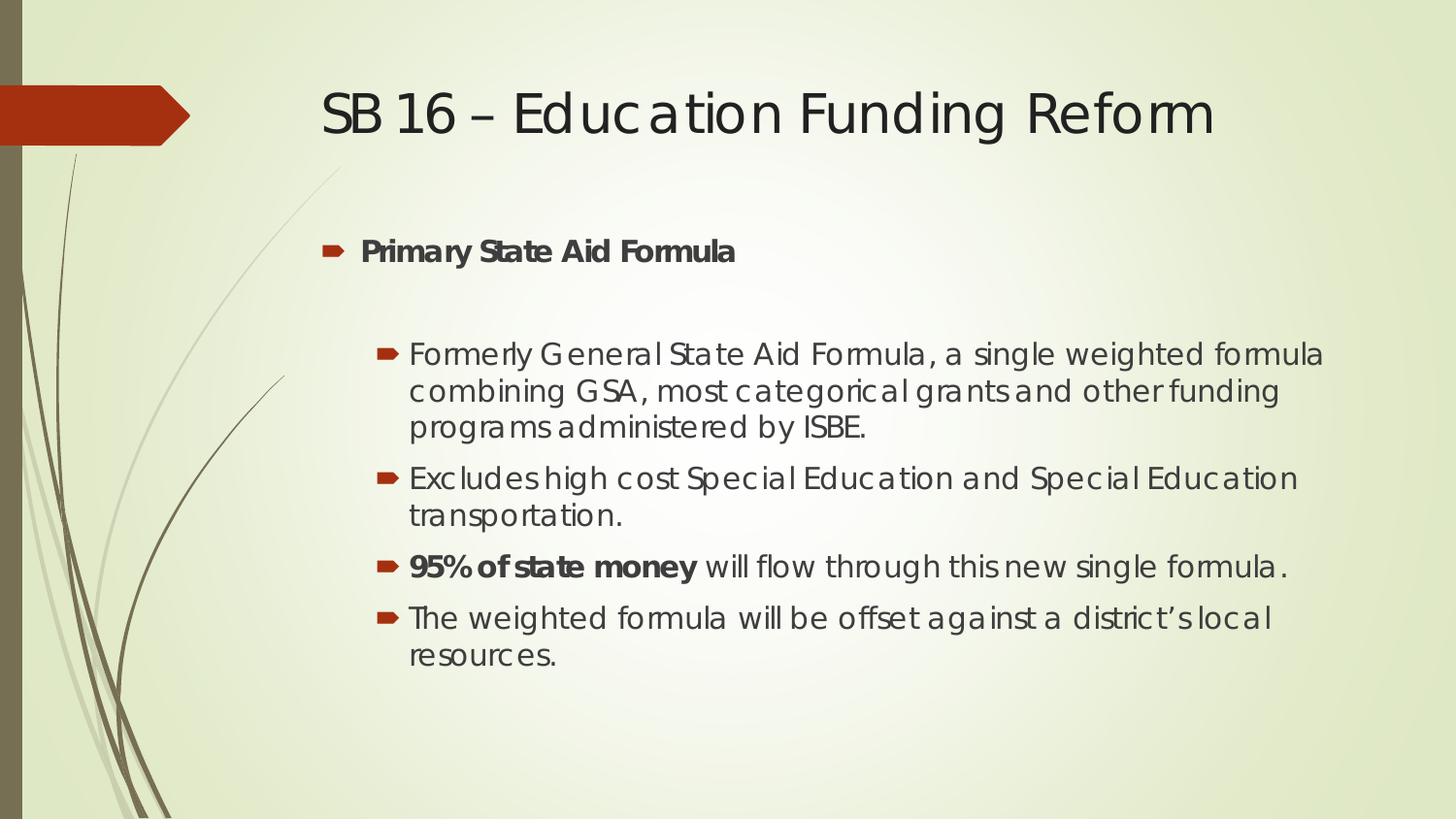# SB 16 – Education Funding Reform

- **Primary State Aid Formula**
  - Formerly General State Aid Formula, a single weighted formula combining GSA, most categorical grants and other funding programs administered by ISBE.
  - Excludes high cost Special Education and Special Education transportation.
  - **95% of state money** will flow through this new single formula.
  - The weighted formula will be offset against a district's local resources.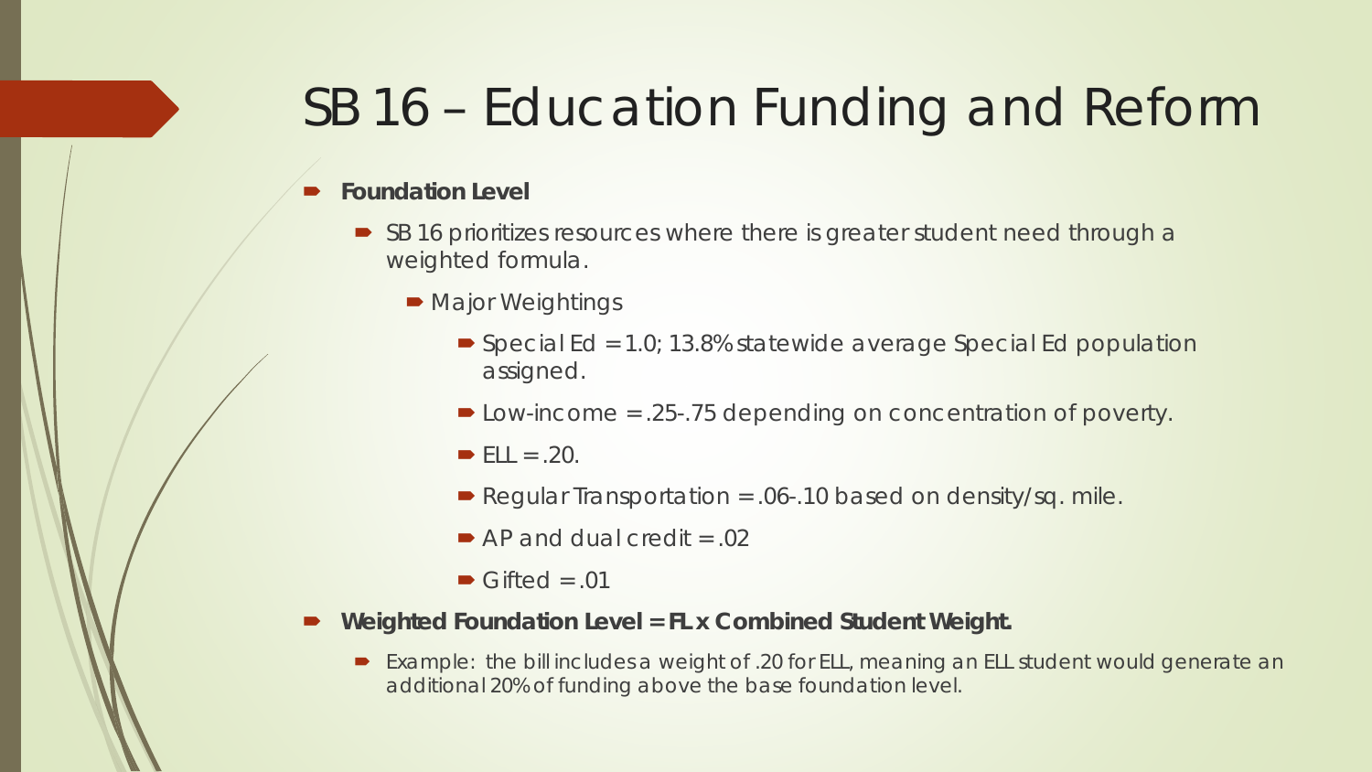# SB 16 – Education Funding and Reform

- **Foundation Level**
  - SB 16 prioritizes resources where there is greater student need through a weighted formula.
    - Major Weightings
      - Special Ed = 1.0; 13.8% statewide average Special Ed population assigned.
      - Low-income = .25-.75 depending on concentration of poverty.
      - ELL = .20.
      - Regular Transportation = .06-.10 based on density/sq. mile.
      - AP and dual credit = .02
      - Gifted = .01
- **Weighted Foundation Level = FL x Combined Student Weight.**
  - Example: the bill includes a weight of .20 for ELL, meaning an ELL student would generate an additional 20% of funding above the base foundation level.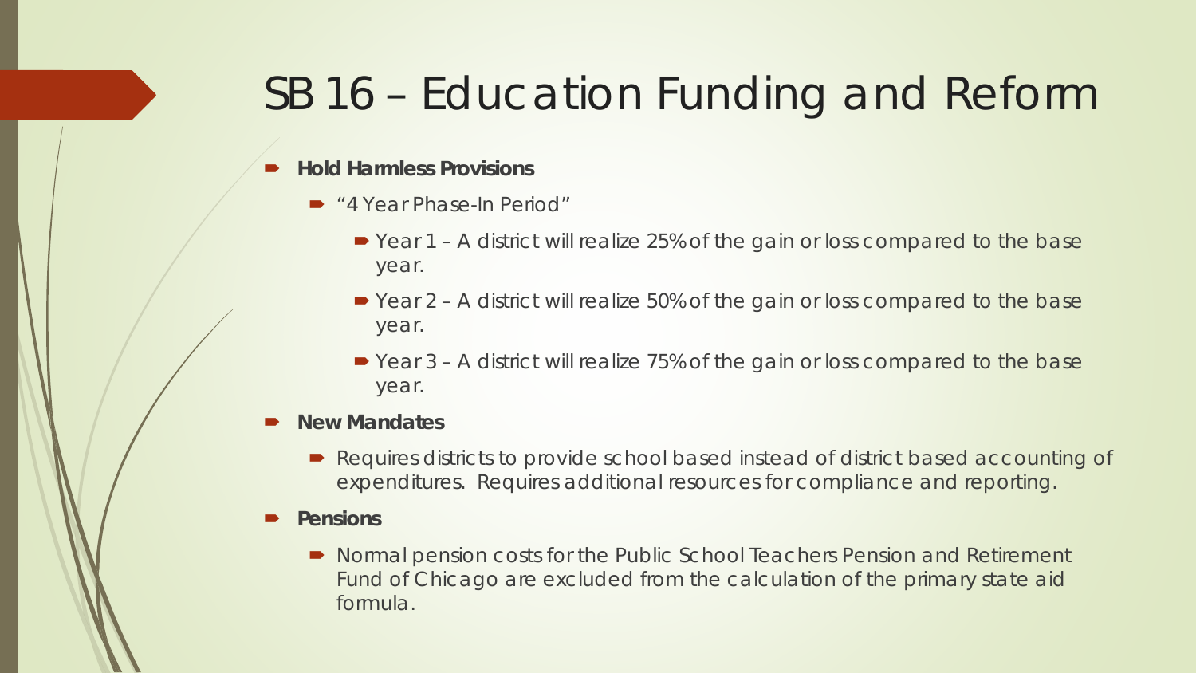# SB 16 – Education Funding and Reform

- **Hold Harmless Provisions**
  - "4 Year Phase-In Period"
    - Year 1 – A district will realize 25% of the gain or loss compared to the base year.
    - Year 2 – A district will realize 50% of the gain or loss compared to the base year.
    - Year 3 – A district will realize 75% of the gain or loss compared to the base year.
- **New Mandates**
  - Requires districts to provide school based instead of district based accounting of expenditures. Requires additional resources for compliance and reporting.
- **Pensions**
  - Normal pension costs for the Public School Teachers Pension and Retirement Fund of Chicago are excluded from the calculation of the primary state aid formula.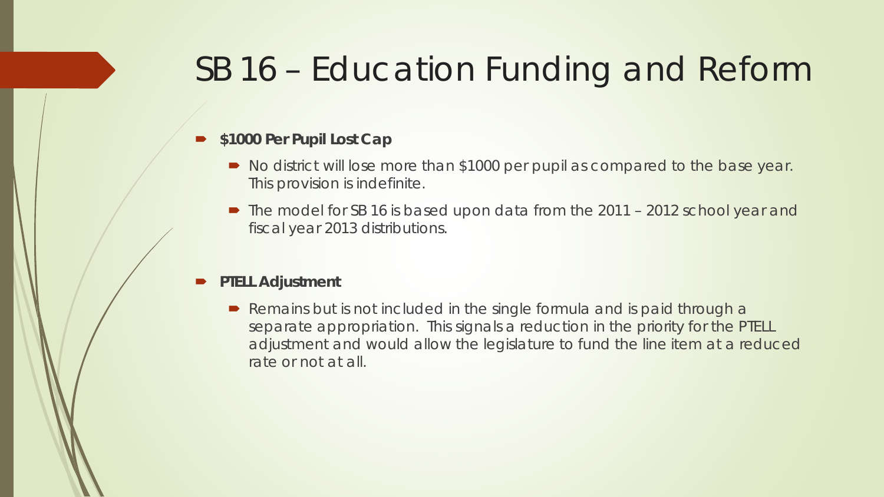# SB 16 – Education Funding and Reform

- **$1000 Per Pupil Lost Cap**
  - No district will lose more than $1000 per pupil as compared to the base year. This provision is indefinite.
  - The model for SB 16 is based upon data from the 2011 – 2012 school year and fiscal year 2013 distributions.

- **PTELL Adjustment**
  - Remains but is not included in the single formula and is paid through a separate appropriation. This signals a reduction in the priority for the PTELL adjustment and would allow the legislature to fund the line item at a reduced rate or not at all.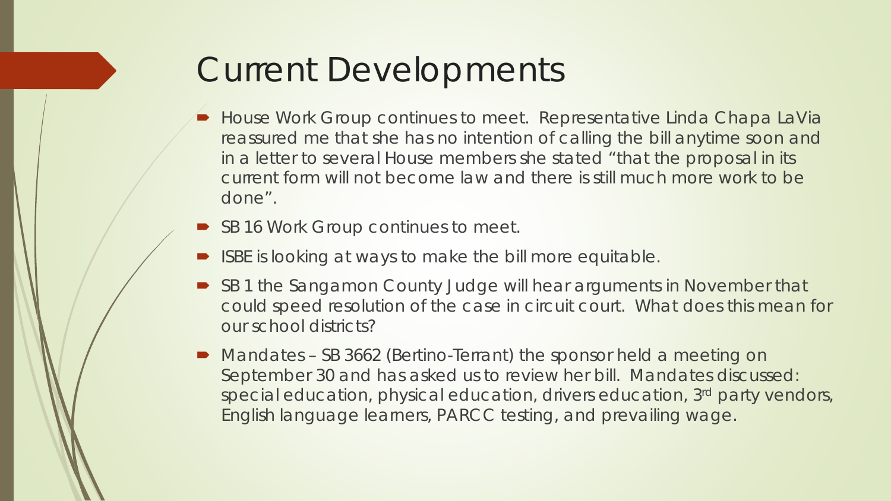# Current Developments

- House Work Group continues to meet. Representative Linda Chapa LaVia reassured me that she has no intention of calling the bill anytime soon and in a letter to several House members she stated "that the proposal in its current form will not become law and there is still much more work to be done".
- SB 16 Work Group continues to meet.
- ISBE is looking at ways to make the bill more equitable.
- SB 1 the Sangamon County Judge will hear arguments in November that could speed resolution of the case in circuit court. What does this mean for our school districts?
- Mandates – SB 3662 (Bertino-Terrant) the sponsor held a meeting on September 30 and has asked us to review her bill. Mandates discussed: special education, physical education, drivers education, 3rd party vendors, English language learners, PARCC testing, and prevailing wage.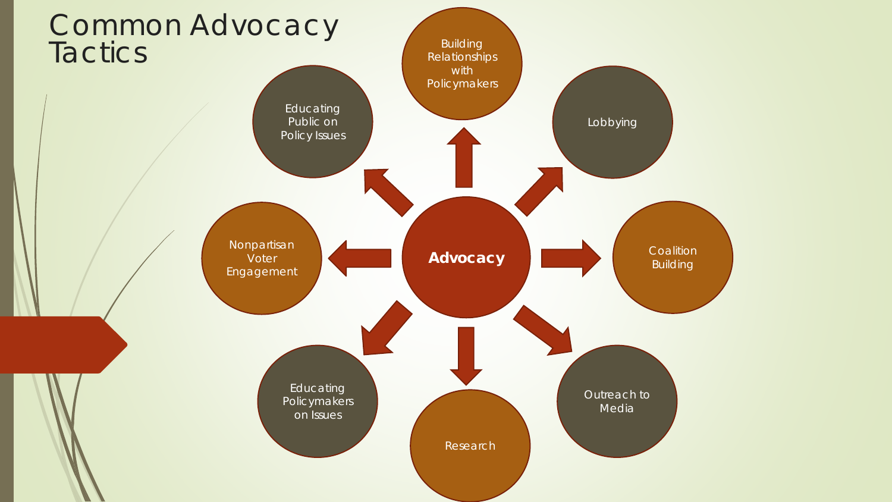# Common Advocacy Tactics

**Advocacy**

- Building Relationships with Policymakers
- Lobbying
- Coalition Building
- Outreach to Media
- Research
- Educating Policymakers on Issues
- Nonpartisan Voter Engagement
- Educating Public on Policy Issues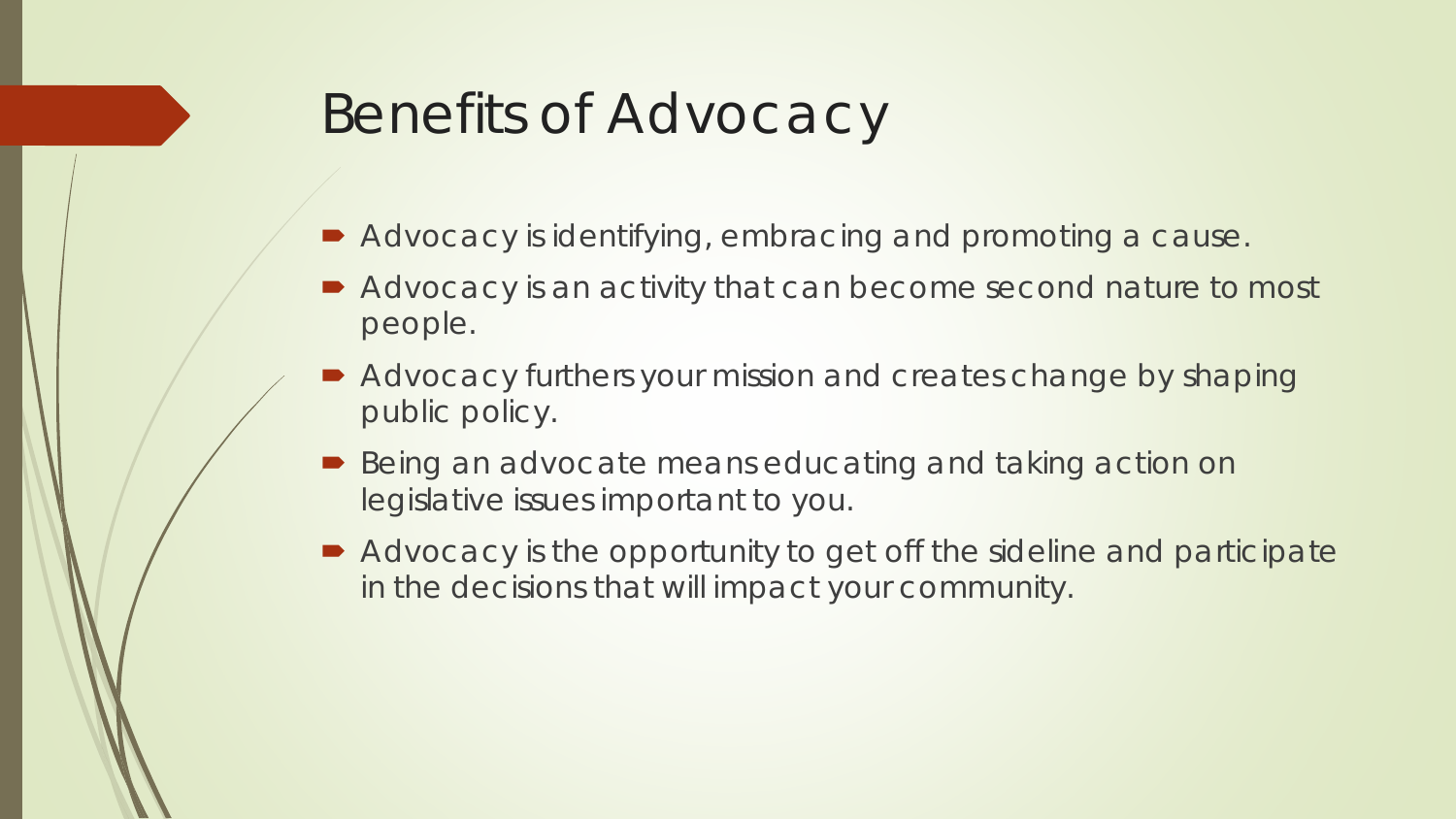# Benefits of Advocacy

- Advocacy is identifying, embracing and promoting a cause.
- Advocacy is an activity that can become second nature to most people.
- Advocacy furthers your mission and creates change by shaping public policy.
- Being an advocate means educating and taking action on legislative issues important to you.
- Advocacy is the opportunity to get off the sideline and participate in the decisions that will impact your community.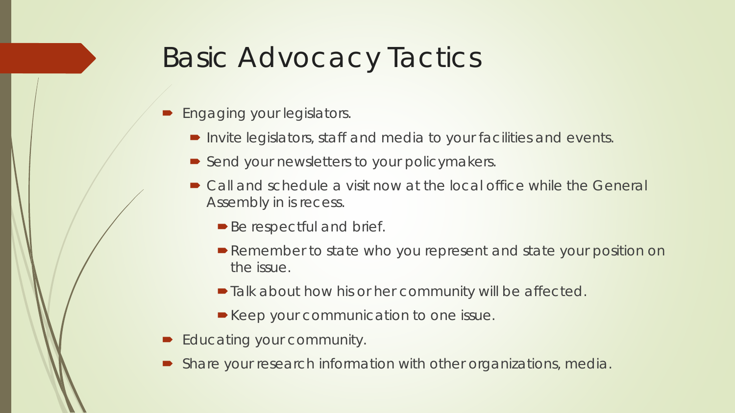# Basic Advocacy Tactics

- Engaging your legislators.
  - Invite legislators, staff and media to your facilities and events.
  - Send your newsletters to your policymakers.
  - Call and schedule a visit now at the local office while the General Assembly in is recess.
    - Be respectful and brief.
    - Remember to state who you represent and state your position on the issue.
    - Talk about how his or her community will be affected.
    - Keep your communication to one issue.
- Educating your community.
- Share your research information with other organizations, media.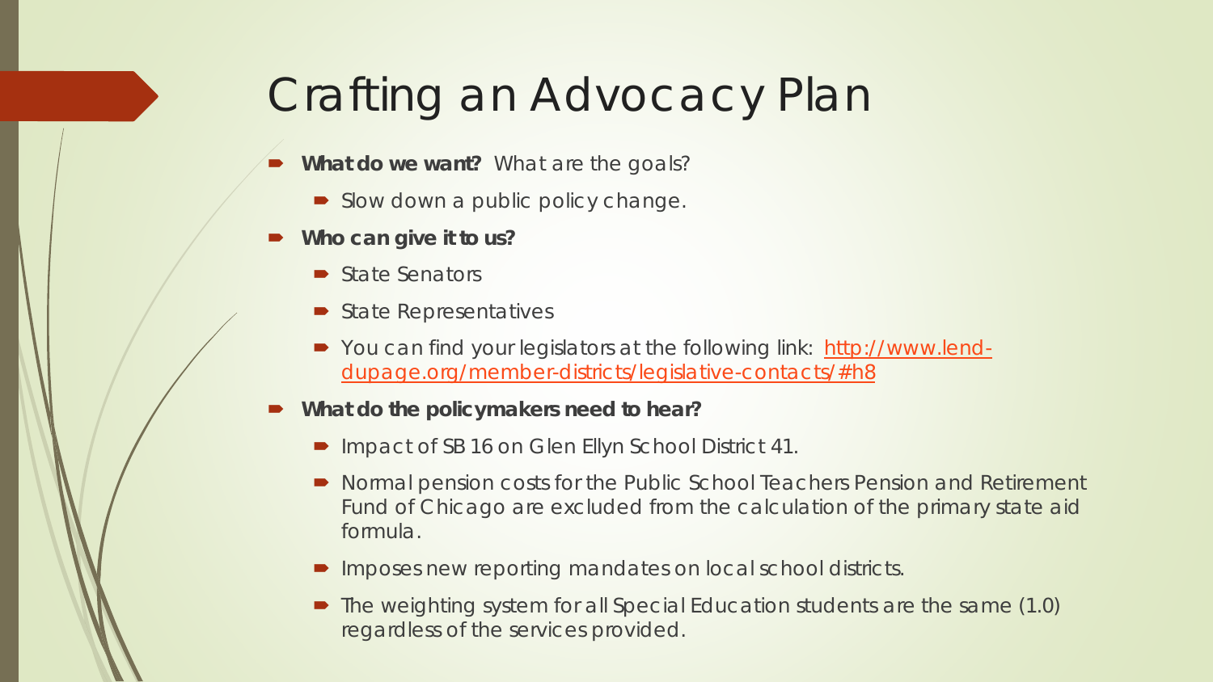# Crafting an Advocacy Plan

- **What do we want?** What are the goals?
  - Slow down a public policy change.
- **Who can give it to us?**
  - State Senators
  - State Representatives
  - You can find your legislators at the following link: [http://www.lend-dupage.org/member-districts/legislative-contacts/#h8](http://www.lend-dupage.org/member-districts/legislative-contacts/#h8)
- **What do the policymakers need to hear?**
  - Impact of SB 16 on Glen Ellyn School District 41.
  - Normal pension costs for the Public School Teachers Pension and Retirement Fund of Chicago are excluded from the calculation of the primary state aid formula.
  - Imposes new reporting mandates on local school districts.
  - The weighting system for all Special Education students are the same (1.0) regardless of the services provided.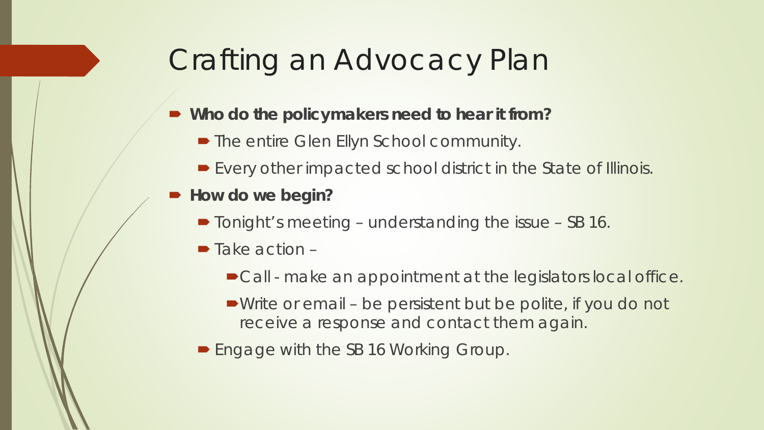# Crafting an Advocacy Plan

- **Who do the policymakers need to hear it from?**
  - The entire Glen Ellyn School community.
  - Every other impacted school district in the State of Illinois.
- **How do we begin?**
  - Tonight's meeting – understanding the issue – SB 16.
  - Take action –
    - Call - make an appointment at the legislators local office.
    - Write or email – be persistent but be polite, if you do not receive a response and contact them again.
  - Engage with the SB 16 Working Group.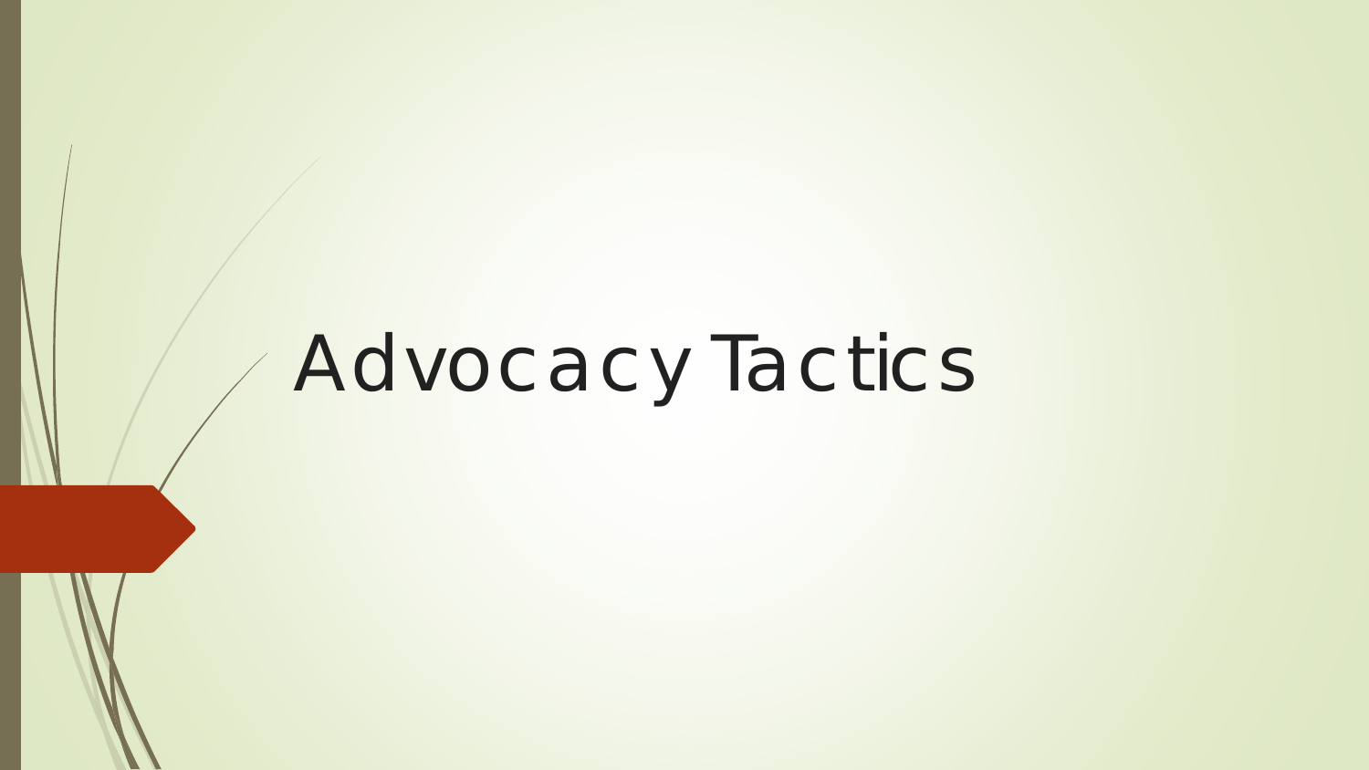# Advocacy Tactics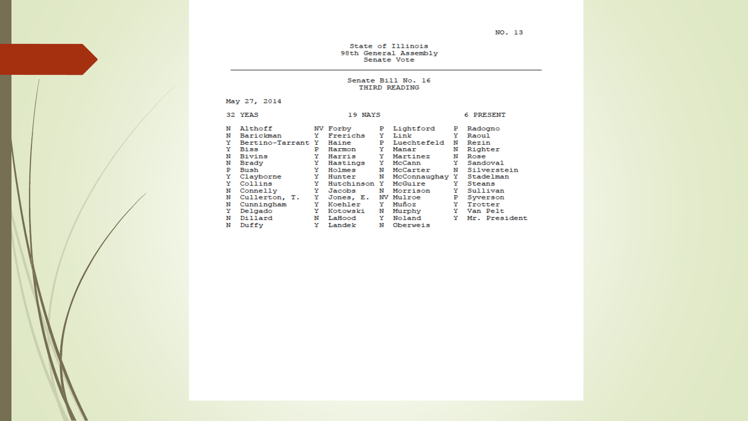NO. 13

State of Illinois
98th General Assembly
Senate Vote

---

Senate Bill No. 16
THIRD READING

May 27, 2014

32 YEAS 19 NAYS 6 PRESENT

| Vote | Name | Vote | Name | Vote | Name | Vote | Name |
|---|---|---|---|---|---|---|---|
| N | Althoff | NV | Forby | P | Lightford | P | Radogno |
| N | Barickman | Y | Frerichs | Y | Link | Y | Raoul |
| Y | Bertino-Tarrant | Y | Haine | P | Luechtefeld | N | Rezin |
| Y | Biss | P | Harmon | Y | Manar | N | Righter |
| N | Bivins | Y | Harris | Y | Martinez | N | Rose |
| N | Brady | Y | Hastings | Y | McCann | Y | Sandoval |
| P | Bush | Y | Holmes | N | McCarter | N | Silverstein |
| Y | Clayborne | Y | Hunter | N | McConnaughay | Y | Stadelman |
| Y | Collins | Y | Hutchinson | Y | McGuire | Y | Steans |
| N | Connelly | Y | Jacobs | N | Morrison | Y | Sullivan |
| N | Cullerton, T. | Y | Jones, E. | NV | Mulroe | P | Syverson |
| N | Cunningham | Y | Koehler | Y | Muñoz | Y | Trotter |
| Y | Delgado | Y | Kotowski | N | Murphy | Y | Van Pelt |
| N | Dillard | N | LaHood | Y | Noland | Y | Mr. President |
| N | Duffy | Y | Landek | N | Oberweis | | |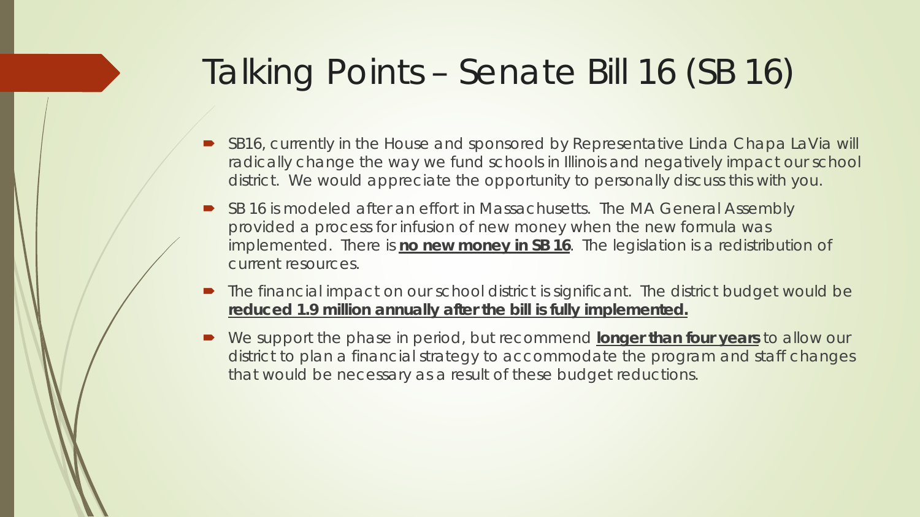# Talking Points – Senate Bill 16 (SB 16)

- SB16, currently in the House and sponsored by Representative Linda Chapa LaVia will radically change the way we fund schools in Illinois and negatively impact our school district. We would appreciate the opportunity to personally discuss this with you.
- SB 16 is modeled after an effort in Massachusetts. The MA General Assembly provided a process for infusion of new money when the new formula was implemented. There is **<u>no new money in SB 16</u>**. The legislation is a redistribution of current resources.
- The financial impact on our school district is significant. The district budget would be **<u>reduced 1.9 million annually after the bill is fully implemented.</u>**
- We support the phase in period, but recommend **<u>longer than four years</u>** to allow our district to plan a financial strategy to accommodate the program and staff changes that would be necessary as a result of these budget reductions.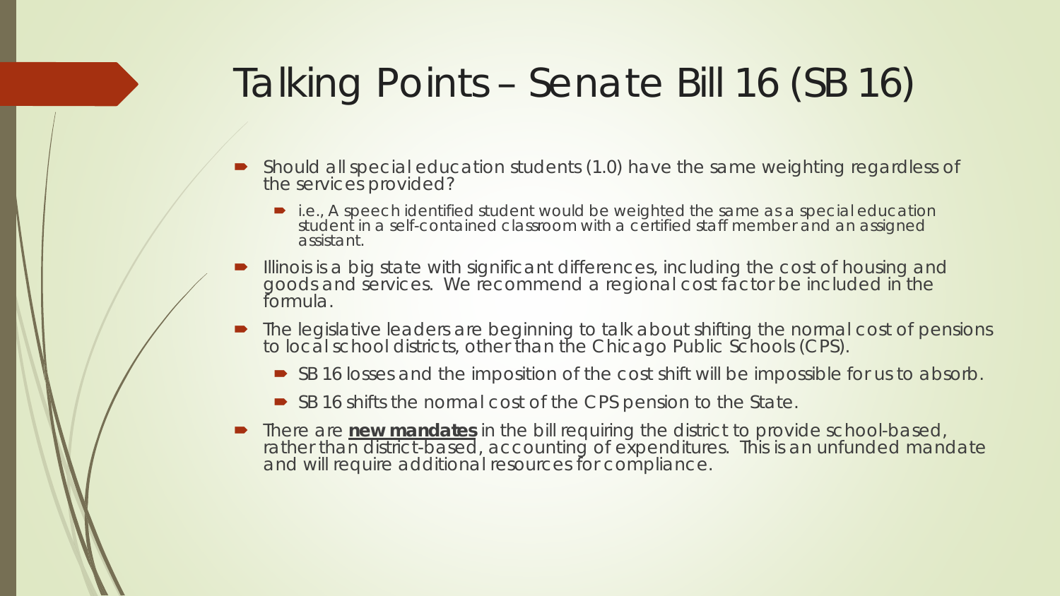# Talking Points – Senate Bill 16 (SB 16)

- Should all special education students (1.0) have the same weighting regardless of the services provided?
  - i.e., A speech identified student would be weighted the same as a special education student in a self-contained classroom with a certified staff member and an assigned assistant.
- Illinois is a big state with significant differences, including the cost of housing and goods and services. We recommend a regional cost factor be included in the formula.
- The legislative leaders are beginning to talk about shifting the normal cost of pensions to local school districts, other than the Chicago Public Schools (CPS).
  - SB 16 losses and the imposition of the cost shift will be impossible for us to absorb.
  - SB 16 shifts the normal cost of the CPS pension to the State.
- There are **new mandates** in the bill requiring the district to provide school-based, rather than district-based, accounting of expenditures. This is an unfunded mandate and will require additional resources for compliance.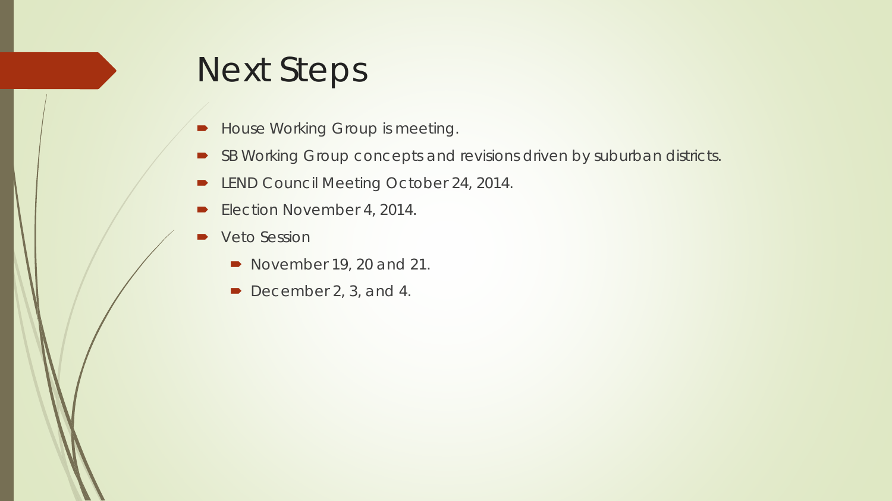# Next Steps

- House Working Group is meeting.
- SB Working Group concepts and revisions driven by suburban districts.
- LEND Council Meeting October 24, 2014.
- Election November 4, 2014.
- Veto Session
  - November 19, 20 and 21.
  - December 2, 3, and 4.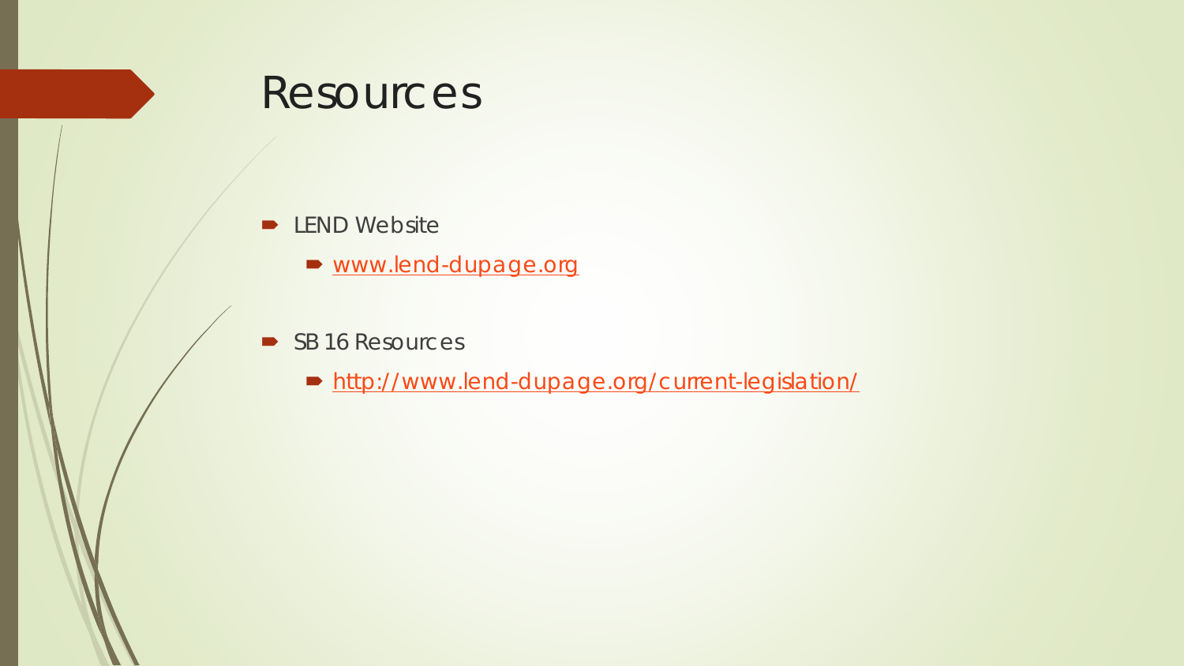# Resources

- LEND Website
  - [www.lend-dupage.org](http://www.lend-dupage.org)
- SB 16 Resources
  - [http://www.lend-dupage.org/current-legislation/](http://www.lend-dupage.org/current-legislation/)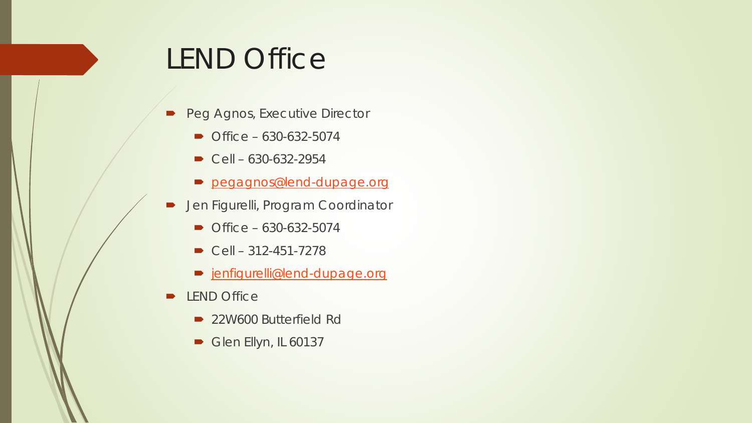# LEND Office

- Peg Agnos, Executive Director
  - Office – 630-632-5074
  - Cell – 630-632-2954
  - pegagnos@lend-dupage.org
- Jen Figurelli, Program Coordinator
  - Office – 630-632-5074
  - Cell – 312-451-7278
  - jenfigurelli@lend-dupage.org
- LEND Office
  - 22W600 Butterfield Rd
  - Glen Ellyn, IL 60137